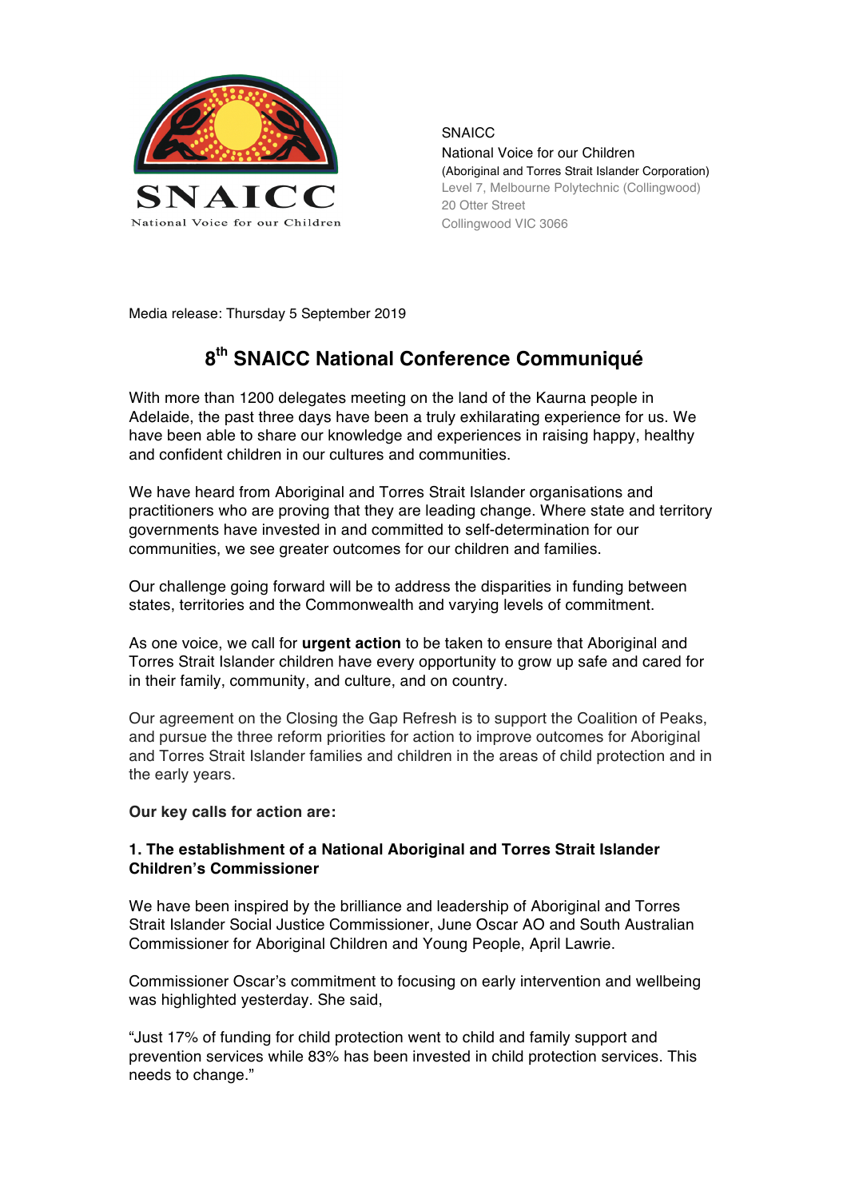SNAICC
National Voice for our Children

SNAICC
National Voice for our Children
(Aboriginal and Torres Strait Islander Corporation)
Level 7, Melbourne Polytechnic (Collingwood)
20 Otter Street
Collingwood VIC 3066

Media release: Thursday 5 September 2019

# 8th SNAICC National Conference Communiqué

With more than 1200 delegates meeting on the land of the Kaurna people in Adelaide, the past three days have been a truly exhilarating experience for us. We have been able to share our knowledge and experiences in raising happy, healthy and confident children in our cultures and communities.

We have heard from Aboriginal and Torres Strait Islander organisations and practitioners who are proving that they are leading change. Where state and territory governments have invested in and committed to self-determination for our communities, we see greater outcomes for our children and families.

Our challenge going forward will be to address the disparities in funding between states, territories and the Commonwealth and varying levels of commitment.

As one voice, we call for **urgent action** to be taken to ensure that Aboriginal and Torres Strait Islander children have every opportunity to grow up safe and cared for in their family, community, and culture, and on country.

Our agreement on the Closing the Gap Refresh is to support the Coalition of Peaks, and pursue the three reform priorities for action to improve outcomes for Aboriginal and Torres Strait Islander families and children in the areas of child protection and in the early years.

**Our key calls for action are:**

### 1. The establishment of a National Aboriginal and Torres Strait Islander Children's Commissioner

We have been inspired by the brilliance and leadership of Aboriginal and Torres Strait Islander Social Justice Commissioner, June Oscar AO and South Australian Commissioner for Aboriginal Children and Young People, April Lawrie.

Commissioner Oscar's commitment to focusing on early intervention and wellbeing was highlighted yesterday. She said,

"Just 17% of funding for child protection went to child and family support and prevention services while 83% has been invested in child protection services. This needs to change."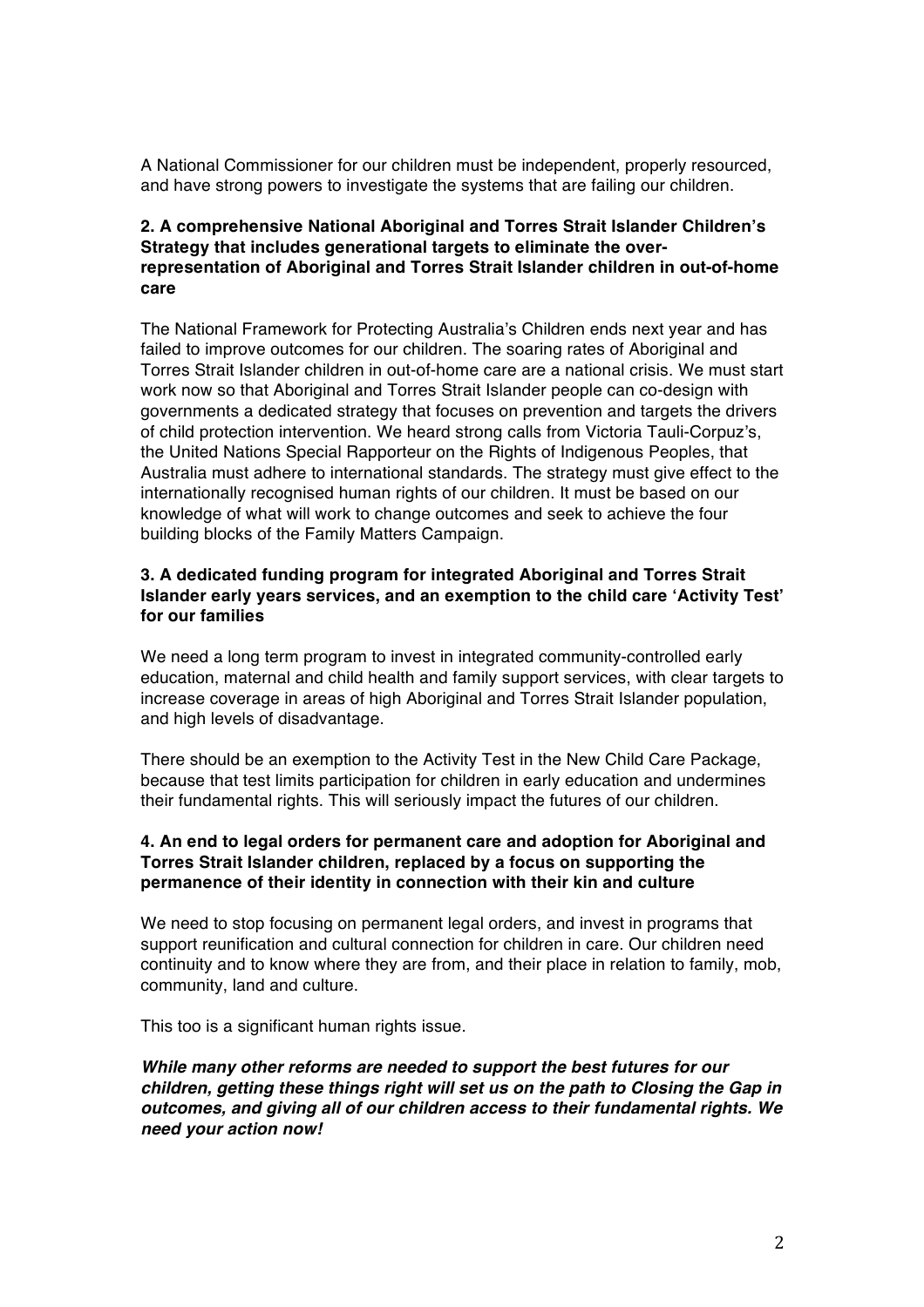A National Commissioner for our children must be independent, properly resourced, and have strong powers to investigate the systems that are failing our children.

**2. A comprehensive National Aboriginal and Torres Strait Islander Children's Strategy that includes generational targets to eliminate the over-representation of Aboriginal and Torres Strait Islander children in out-of-home care**

The National Framework for Protecting Australia's Children ends next year and has failed to improve outcomes for our children. The soaring rates of Aboriginal and Torres Strait Islander children in out-of-home care are a national crisis. We must start work now so that Aboriginal and Torres Strait Islander people can co-design with governments a dedicated strategy that focuses on prevention and targets the drivers of child protection intervention. We heard strong calls from Victoria Tauli-Corpuz's, the United Nations Special Rapporteur on the Rights of Indigenous Peoples, that Australia must adhere to international standards. The strategy must give effect to the internationally recognised human rights of our children. It must be based on our knowledge of what will work to change outcomes and seek to achieve the four building blocks of the Family Matters Campaign.

**3. A dedicated funding program for integrated Aboriginal and Torres Strait Islander early years services, and an exemption to the child care 'Activity Test' for our families**

We need a long term program to invest in integrated community-controlled early education, maternal and child health and family support services, with clear targets to increase coverage in areas of high Aboriginal and Torres Strait Islander population, and high levels of disadvantage.

There should be an exemption to the Activity Test in the New Child Care Package, because that test limits participation for children in early education and undermines their fundamental rights. This will seriously impact the futures of our children.

**4. An end to legal orders for permanent care and adoption for Aboriginal and Torres Strait Islander children, replaced by a focus on supporting the permanence of their identity in connection with their kin and culture**

We need to stop focusing on permanent legal orders, and invest in programs that support reunification and cultural connection for children in care. Our children need continuity and to know where they are from, and their place in relation to family, mob, community, land and culture.

This too is a significant human rights issue.

***While many other reforms are needed to support the best futures for our children, getting these things right will set us on the path to Closing the Gap in outcomes, and giving all of our children access to their fundamental rights. We need your action now!***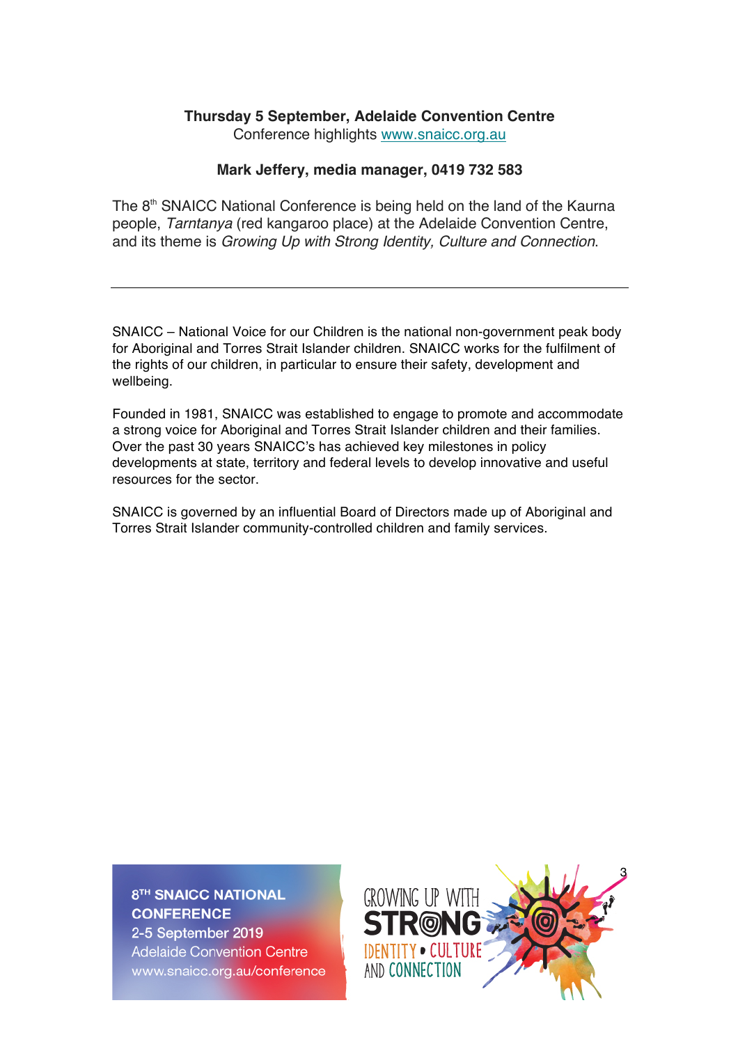**Thursday 5 September, Adelaide Convention Centre**
Conference highlights www.snaicc.org.au

**Mark Jeffery, media manager, 0419 732 583**

The 8th SNAICC National Conference is being held on the land of the Kaurna people, *Tarntanya* (red kangaroo place) at the Adelaide Convention Centre, and its theme is *Growing Up with Strong Identity, Culture and Connection*.

---

SNAICC – National Voice for our Children is the national non-government peak body for Aboriginal and Torres Strait Islander children. SNAICC works for the fulfilment of the rights of our children, in particular to ensure their safety, development and wellbeing.

Founded in 1981, SNAICC was established to engage to promote and accommodate a strong voice for Aboriginal and Torres Strait Islander children and their families. Over the past 30 years SNAICC's has achieved key milestones in policy developments at state, territory and federal levels to develop innovative and useful resources for the sector.

SNAICC is governed by an influential Board of Directors made up of Aboriginal and Torres Strait Islander community-controlled children and family services.

**8TH SNAICC NATIONAL CONFERENCE**
**2-5 September 2019**
Adelaide Convention Centre
www.snaicc.org.au/conference

GROWING UP WITH STRONG IDENTITY • CULTURE AND CONNECTION